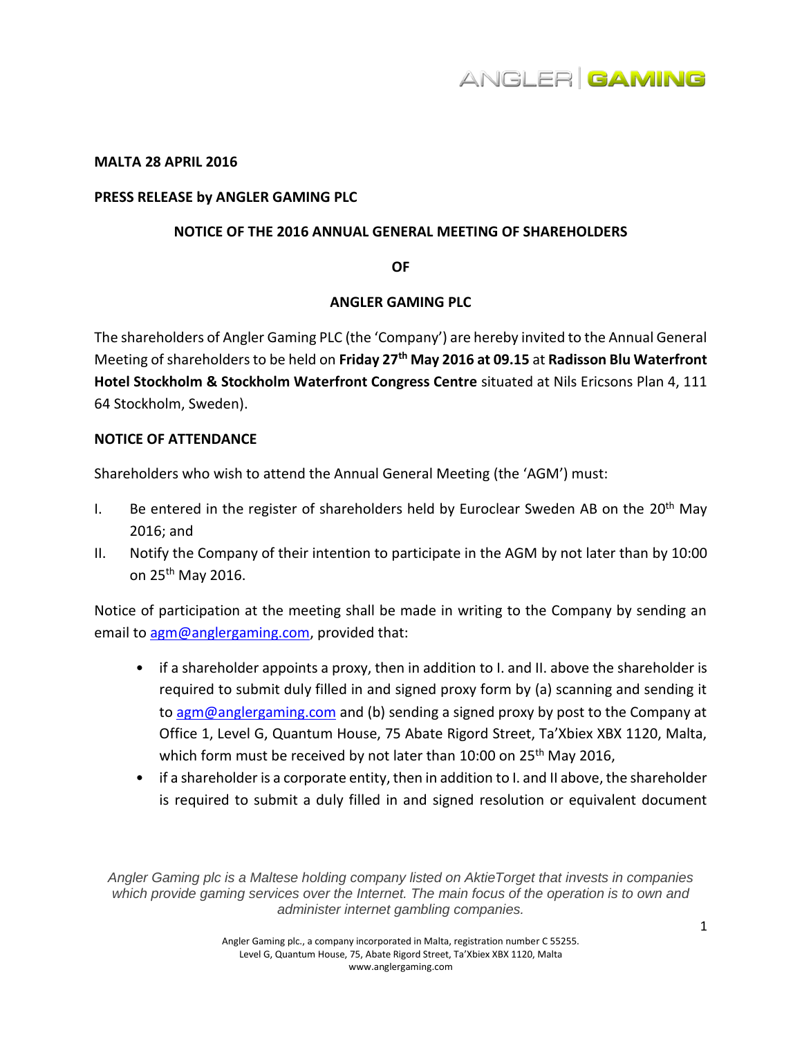**MALTA 28 APRIL 2016**

**PRESS RELEASE by ANGLER GAMING PLC**

**NOTICE OF THE 2016 ANNUAL GENERAL MEETING OF SHAREHOLDERS**

**OF**

**ANGLER GAMING PLC**

The shareholders of Angler Gaming PLC (the 'Company') are hereby invited to the Annual General Meeting of shareholders to be held on **Friday 27th May 2016 at 09.15** at **Radisson Blu Waterfront Hotel Stockholm & Stockholm Waterfront Congress Centre** situated at Nils Ericsons Plan 4, 111 64 Stockholm, Sweden).

**NOTICE OF ATTENDANCE**

Shareholders who wish to attend the Annual General Meeting (the 'AGM') must:

I. Be entered in the register of shareholders held by Euroclear Sweden AB on the 20th May 2016; and

II. Notify the Company of their intention to participate in the AGM by not later than by 10:00 on 25th May 2016.

Notice of participation at the meeting shall be made in writing to the Company by sending an email to agm@anglergaming.com, provided that:

- if a shareholder appoints a proxy, then in addition to I. and II. above the shareholder is required to submit duly filled in and signed proxy form by (a) scanning and sending it to agm@anglergaming.com and (b) sending a signed proxy by post to the Company at Office 1, Level G, Quantum House, 75 Abate Rigord Street, Ta'Xbiex XBX 1120, Malta, which form must be received by not later than 10:00 on 25th May 2016,
- if a shareholder is a corporate entity, then in addition to I. and II above, the shareholder is required to submit a duly filled in and signed resolution or equivalent document

*Angler Gaming plc is a Maltese holding company listed on AktieTorget that invests in companies which provide gaming services over the Internet. The main focus of the operation is to own and administer internet gambling companies.*

Angler Gaming plc., a company incorporated in Malta, registration number C 55255.
Level G, Quantum House, 75, Abate Rigord Street, Ta'Xbiex XBX 1120, Malta
www.anglergaming.com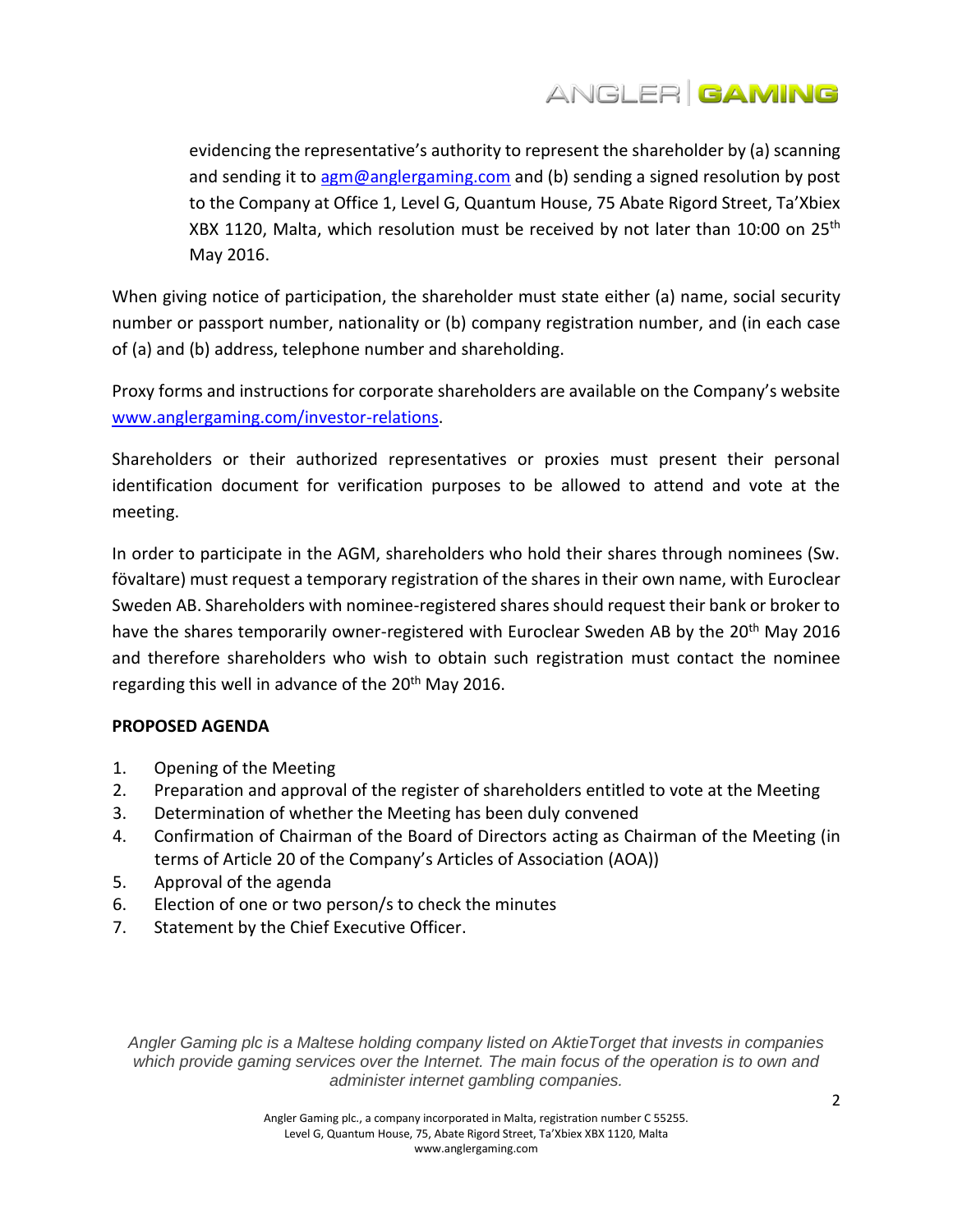evidencing the representative's authority to represent the shareholder by (a) scanning and sending it to [agm@anglergaming.com](mailto:agm@anglergaming.com) and (b) sending a signed resolution by post to the Company at Office 1, Level G, Quantum House, 75 Abate Rigord Street, Ta'Xbiex XBX 1120, Malta, which resolution must be received by not later than 10:00 on 25th May 2016.

When giving notice of participation, the shareholder must state either (a) name, social security number or passport number, nationality or (b) company registration number, and (in each case of (a) and (b) address, telephone number and shareholding.

Proxy forms and instructions for corporate shareholders are available on the Company's website [www.anglergaming.com/investor-relations](http://www.anglergaming.com/investor-relations).

Shareholders or their authorized representatives or proxies must present their personal identification document for verification purposes to be allowed to attend and vote at the meeting.

In order to participate in the AGM, shareholders who hold their shares through nominees (Sw. növaltare) must request a temporary registration of the shares in their own name, with Euroclear Sweden AB. Shareholders with nominee-registered shares should request their bank or broker to have the shares temporarily owner-registered with Euroclear Sweden AB by the 20th May 2016 and therefore shareholders who wish to obtain such registration must contact the nominee regarding this well in advance of the 20th May 2016.

**PROPOSED AGENDA**

1. Opening of the Meeting
2. Preparation and approval of the register of shareholders entitled to vote at the Meeting
3. Determination of whether the Meeting has been duly convened
4. Confirmation of Chairman of the Board of Directors acting as Chairman of the Meeting (in terms of Article 20 of the Company's Articles of Association (AOA))
5. Approval of the agenda
6. Election of one or two person/s to check the minutes
7. Statement by the Chief Executive Officer.

*Angler Gaming plc is a Maltese holding company listed on AktieTorget that invests in companies which provide gaming services over the Internet. The main focus of the operation is to own and administer internet gambling companies.*

Angler Gaming plc., a company incorporated in Malta, registration number C 55255.
Level G, Quantum House, 75, Abate Rigord Street, Ta'Xbiex XBX 1120, Malta
www.anglergaming.com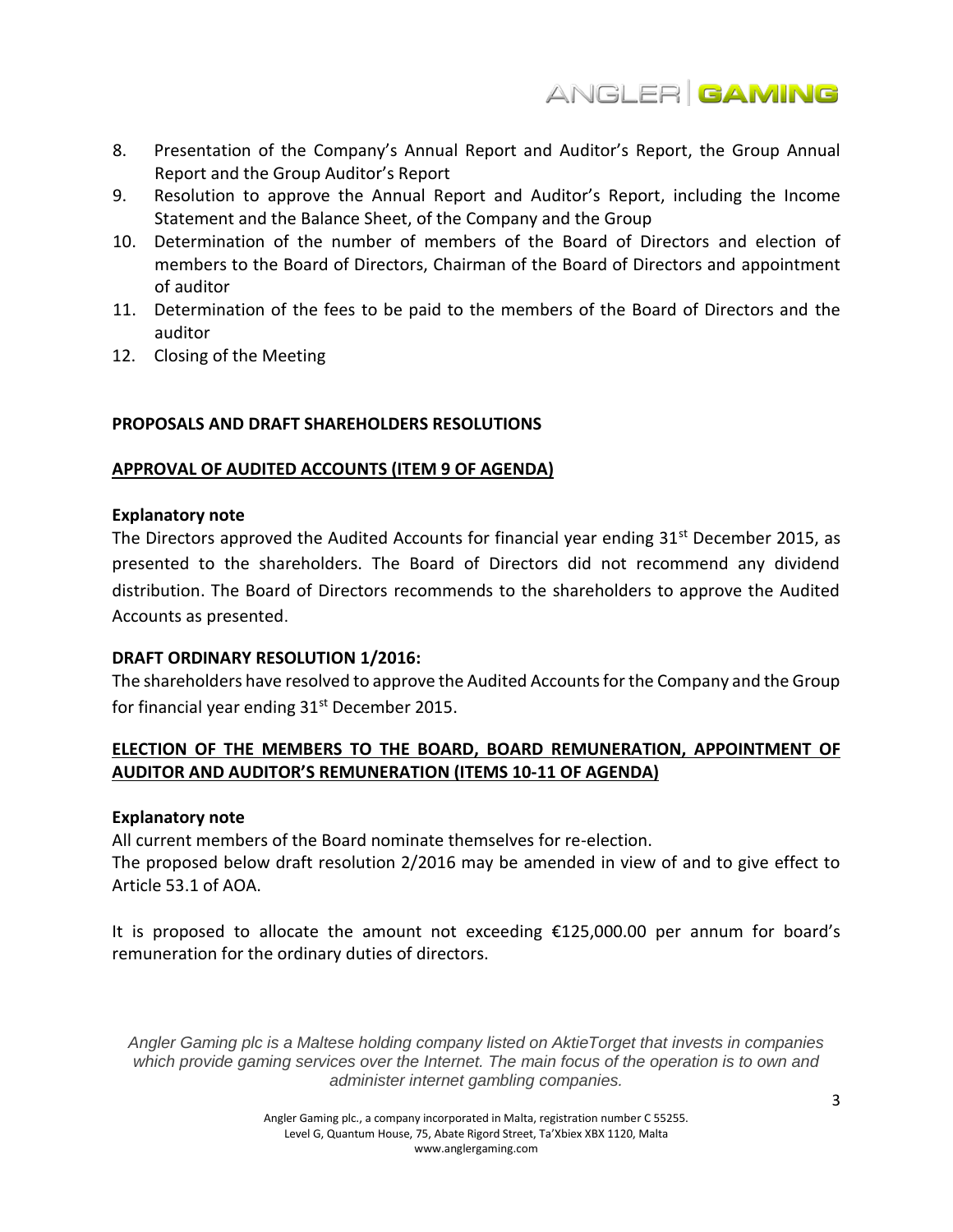8. Presentation of the Company's Annual Report and Auditor's Report, the Group Annual Report and the Group Auditor's Report
9. Resolution to approve the Annual Report and Auditor's Report, including the Income Statement and the Balance Sheet, of the Company and the Group
10. Determination of the number of members of the Board of Directors and election of members to the Board of Directors, Chairman of the Board of Directors and appointment of auditor
11. Determination of the fees to be paid to the members of the Board of Directors and the auditor
12. Closing of the Meeting

**PROPOSALS AND DRAFT SHAREHOLDERS RESOLUTIONS**

**APPROVAL OF AUDITED ACCOUNTS (ITEM 9 OF AGENDA)**

**Explanatory note**

The Directors approved the Audited Accounts for financial year ending 31st December 2015, as presented to the shareholders. The Board of Directors did not recommend any dividend distribution. The Board of Directors recommends to the shareholders to approve the Audited Accounts as presented.

**DRAFT ORDINARY RESOLUTION 1/2016:**

The shareholders have resolved to approve the Audited Accounts for the Company and the Group for financial year ending 31st December 2015.

**ELECTION OF THE MEMBERS TO THE BOARD, BOARD REMUNERATION, APPOINTMENT OF AUDITOR AND AUDITOR'S REMUNERATION (ITEMS 10-11 OF AGENDA)**

**Explanatory note**

All current members of the Board nominate themselves for re-election.
The proposed below draft resolution 2/2016 may be amended in view of and to give effect to Article 53.1 of AOA.

It is proposed to allocate the amount not exceeding €125,000.00 per annum for board's remuneration for the ordinary duties of directors.

*Angler Gaming plc is a Maltese holding company listed on AktieTorget that invests in companies which provide gaming services over the Internet. The main focus of the operation is to own and administer internet gambling companies.*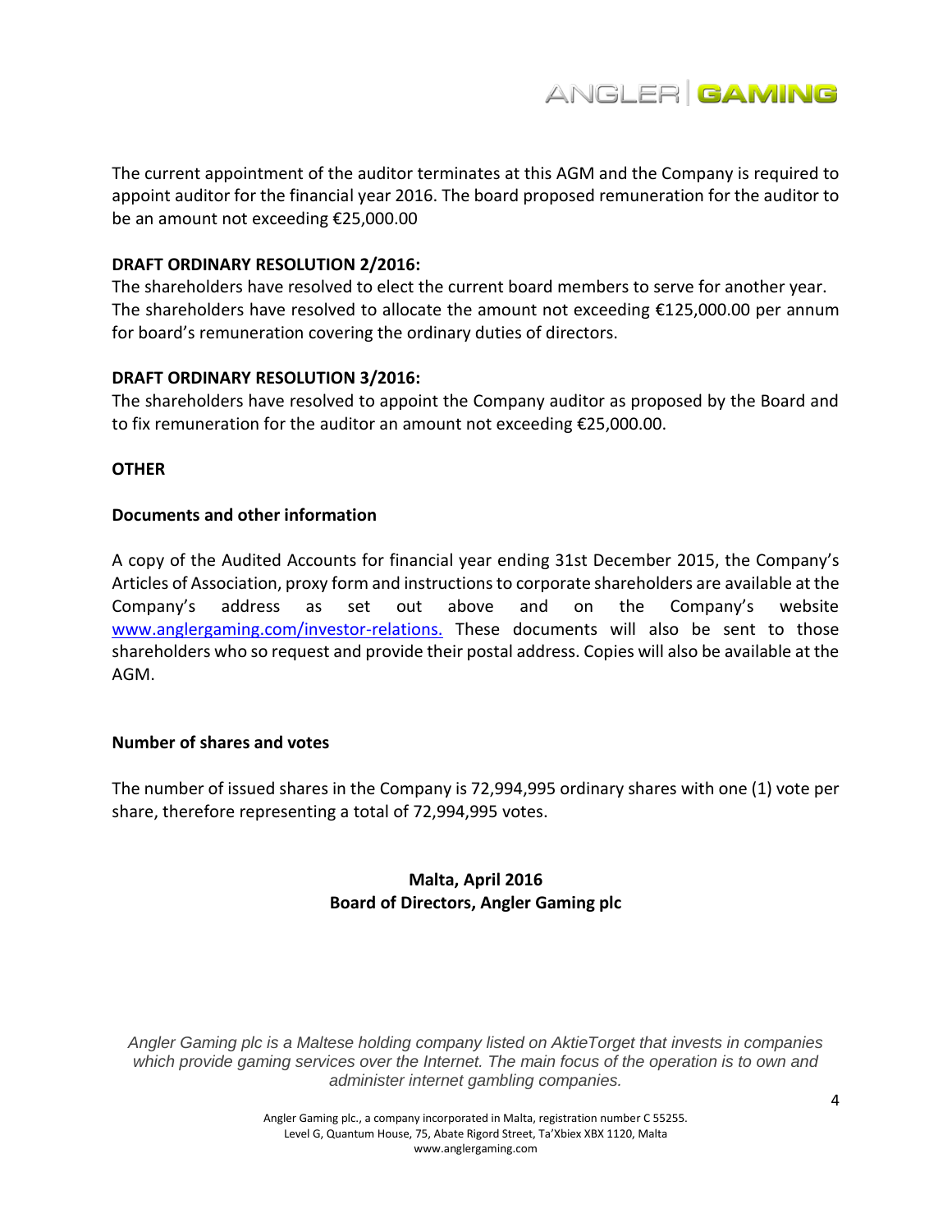The current appointment of the auditor terminates at this AGM and the Company is required to appoint auditor for the financial year 2016. The board proposed remuneration for the auditor to be an amount not exceeding €25,000.00

**DRAFT ORDINARY RESOLUTION 2/2016:**

The shareholders have resolved to elect the current board members to serve for another year. The shareholders have resolved to allocate the amount not exceeding €125,000.00 per annum for board's remuneration covering the ordinary duties of directors.

**DRAFT ORDINARY RESOLUTION 3/2016:**

The shareholders have resolved to appoint the Company auditor as proposed by the Board and to fix remuneration for the auditor an amount not exceeding €25,000.00.

**OTHER**

**Documents and other information**

A copy of the Audited Accounts for financial year ending 31st December 2015, the Company's Articles of Association, proxy form and instructions to corporate shareholders are available at the Company's address as set out above and on the Company's website www.anglergaming.com/investor-relations. These documents will also be sent to those shareholders who so request and provide their postal address. Copies will also be available at the AGM.

**Number of shares and votes**

The number of issued shares in the Company is 72,994,995 ordinary shares with one (1) vote per share, therefore representing a total of 72,994,995 votes.

**Malta, April 2016**
**Board of Directors, Angler Gaming plc**

*Angler Gaming plc is a Maltese holding company listed on AktieTorget that invests in companies which provide gaming services over the Internet. The main focus of the operation is to own and administer internet gambling companies.*

Angler Gaming plc., a company incorporated in Malta, registration number C 55255.
Level G, Quantum House, 75, Abate Rigord Street, Ta'Xbiex XBX 1120, Malta
www.anglergaming.com